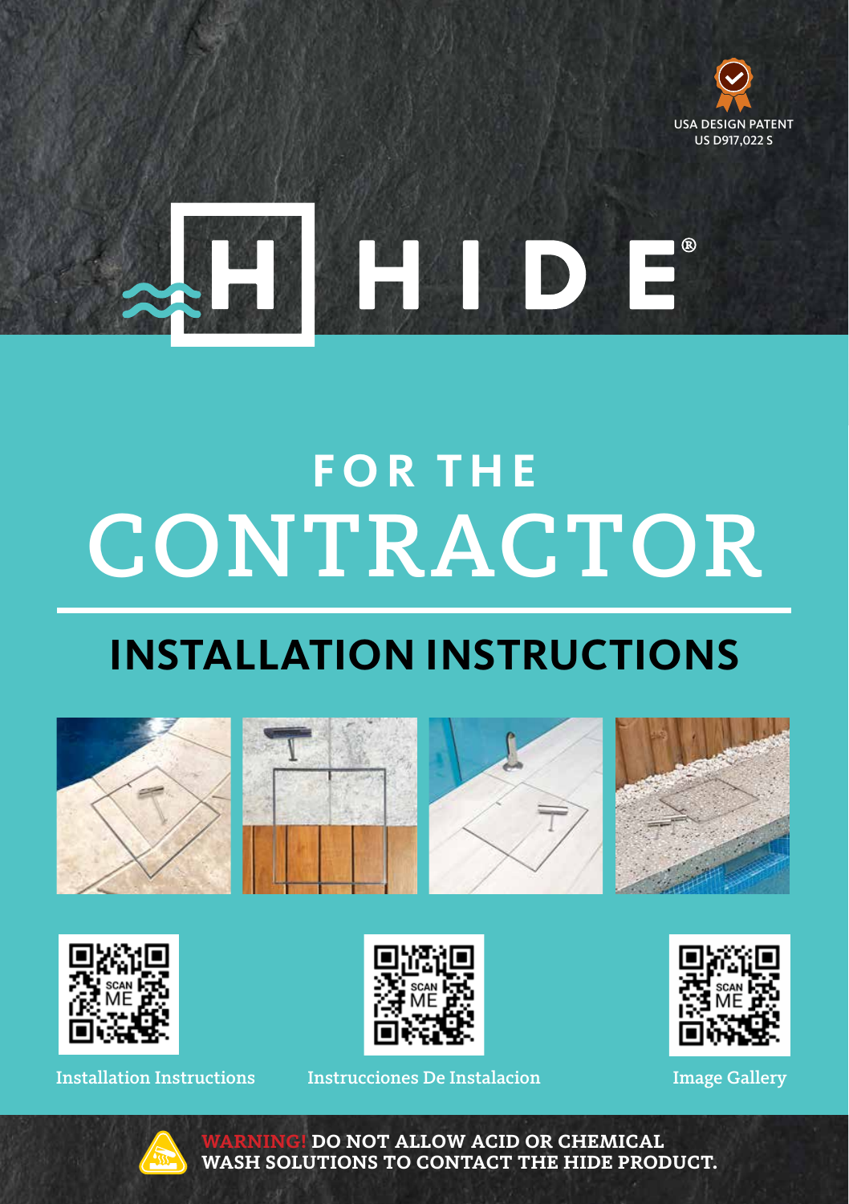USA DESIGN PATENT
US D917,022 S

# HIDE®

## FOR THE CONTRACTOR

# INSTALLATION INSTRUCTIONS

Installation Instructions

Instrucciones De Instalacion

Image Gallery

**WARNING! DO NOT ALLOW ACID OR CHEMICAL WASH SOLUTIONS TO CONTACT THE HIDE PRODUCT.**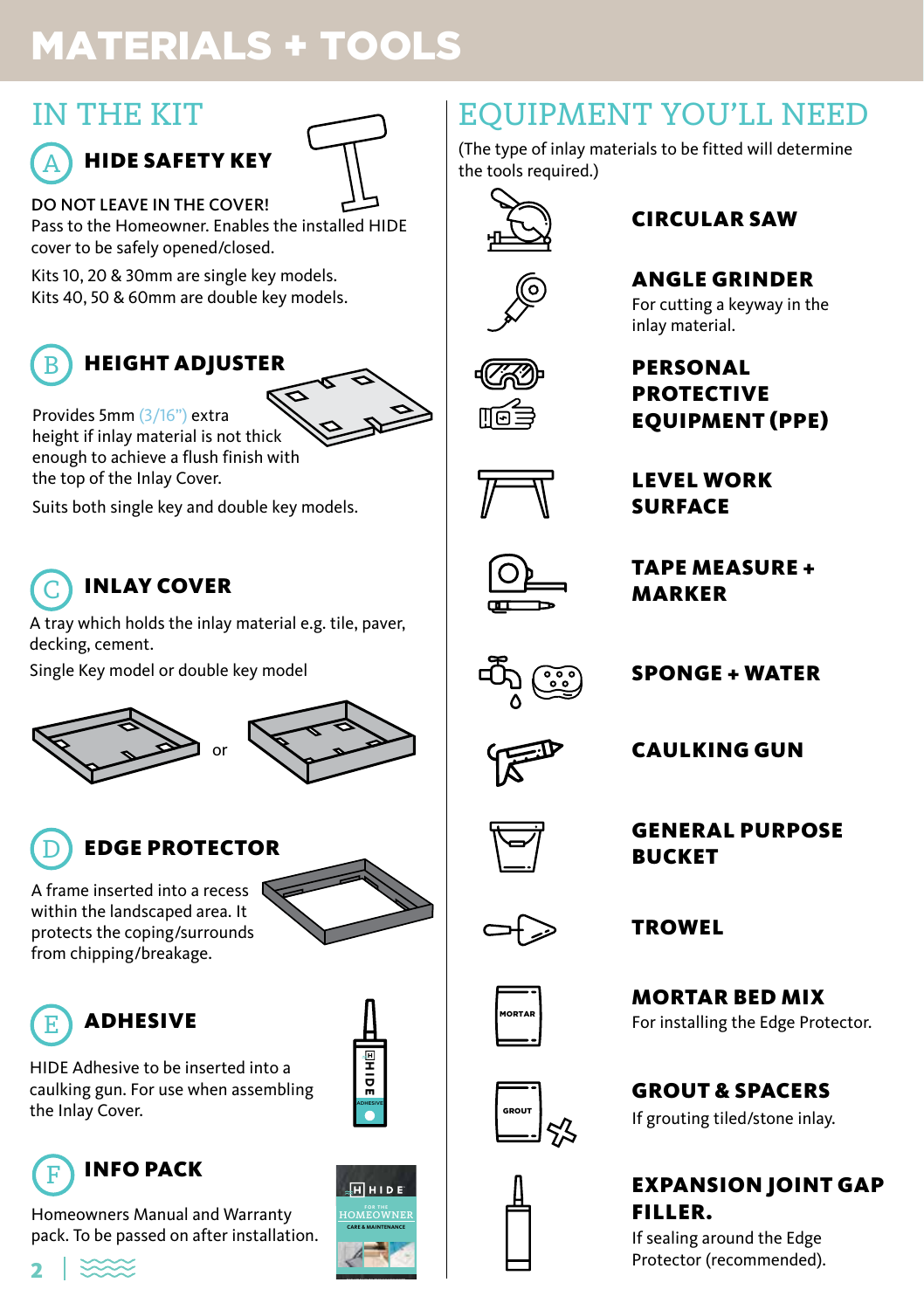# MATERIALS + TOOLS

## IN THE KIT

### A HIDE SAFETY KEY

DO NOT LEAVE IN THE COVER!
Pass to the Homeowner. Enables the installed HIDE cover to be safely opened/closed.

Kits 10, 20 & 30mm are single key models.
Kits 40, 50 & 60mm are double key models.

### B HEIGHT ADJUSTER

Provides 5mm (3/16") extra height if inlay material is not thick enough to achieve a flush finish with the top of the Inlay Cover.

Suits both single key and double key models.

### C INLAY COVER

A tray which holds the inlay material e.g. tile, paver, decking, cement.

Single Key model or double key model

or

### D EDGE PROTECTOR

A frame inserted into a recess within the landscaped area. It protects the coping/surrounds from chipping/breakage.

### E ADHESIVE

HIDE Adhesive to be inserted into a caulking gun. For use when assembling the Inlay Cover.

### F INFO PACK

Homeowners Manual and Warranty pack. To be passed on after installation.

## EQUIPMENT YOU'LL NEED

(The type of inlay materials to be fitted will determine the tools required.)

**CIRCULAR SAW**

**ANGLE GRINDER**
For cutting a keyway in the inlay material.

**PERSONAL PROTECTIVE EQUIPMENT (PPE)**

**LEVEL WORK SURFACE**

**TAPE MEASURE + MARKER**

**SPONGE + WATER**

**CAULKING GUN**

**GENERAL PURPOSE BUCKET**

**TROWEL**

**MORTAR BED MIX**
For installing the Edge Protector.

**GROUT & SPACERS**
If grouting tiled/stone inlay.

**EXPANSION JOINT GAP FILLER.**
If sealing around the Edge Protector (recommended).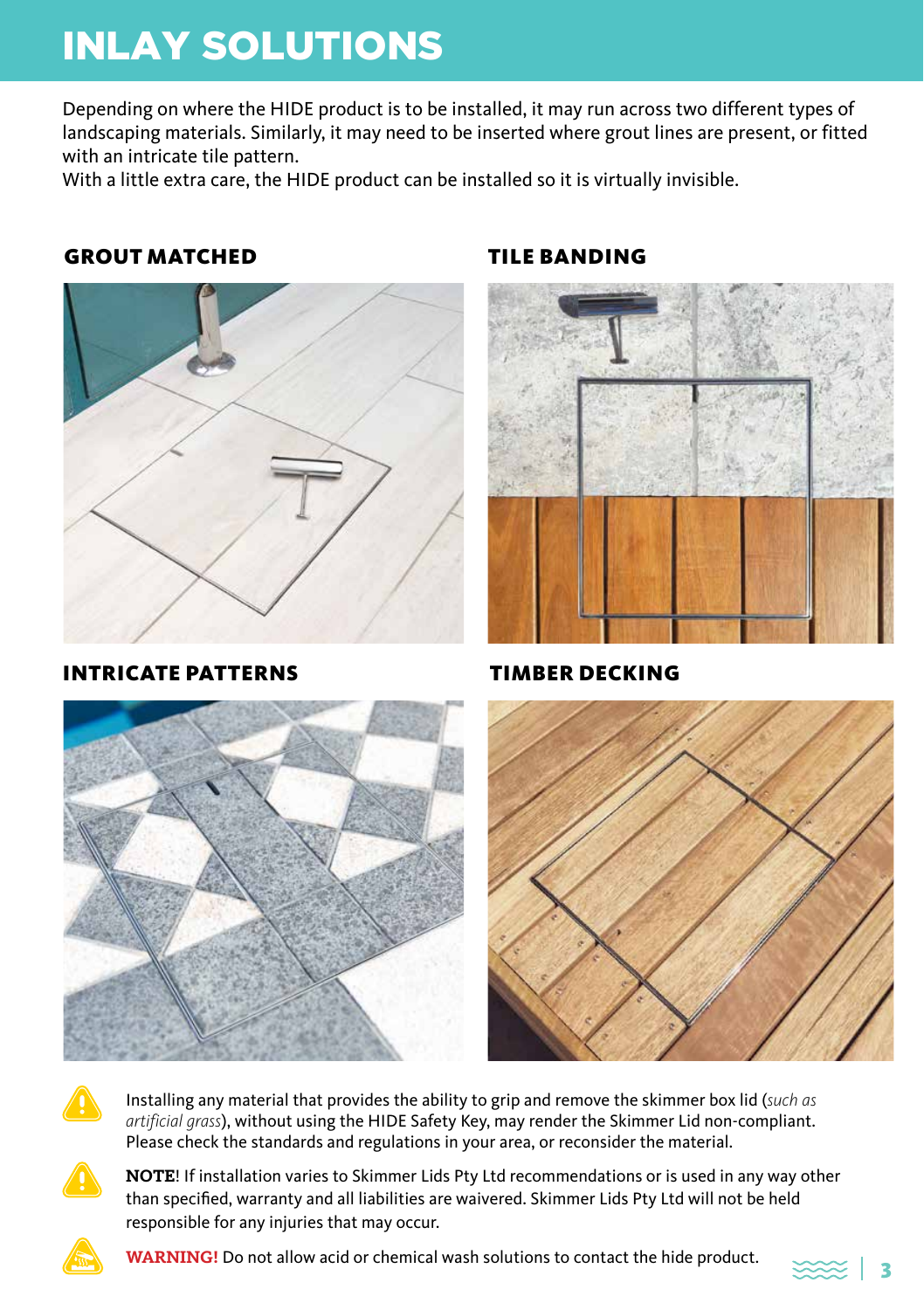# INLAY SOLUTIONS

Depending on where the HIDE product is to be installed, it may run across two different types of landscaping materials. Similarly, it may need to be inserted where grout lines are present, or fitted with an intricate tile pattern.
With a little extra care, the HIDE product can be installed so it is virtually invisible.

### GROUT MATCHED

### TILE BANDING

### INTRICATE PATTERNS

### TIMBER DECKING

Installing any material that provides the ability to grip and remove the skimmer box lid (*such as artificial grass*), without using the HIDE Safety Key, may render the Skimmer Lid non-compliant. Please check the standards and regulations in your area, or reconsider the material.

**NOTE**! If installation varies to Skimmer Lids Pty Ltd recommendations or is used in any way other than specified, warranty and all liabilities are waivered. Skimmer Lids Pty Ltd will not be held responsible for any injuries that may occur.

**WARNING!** Do not allow acid or chemical wash solutions to contact the hide product.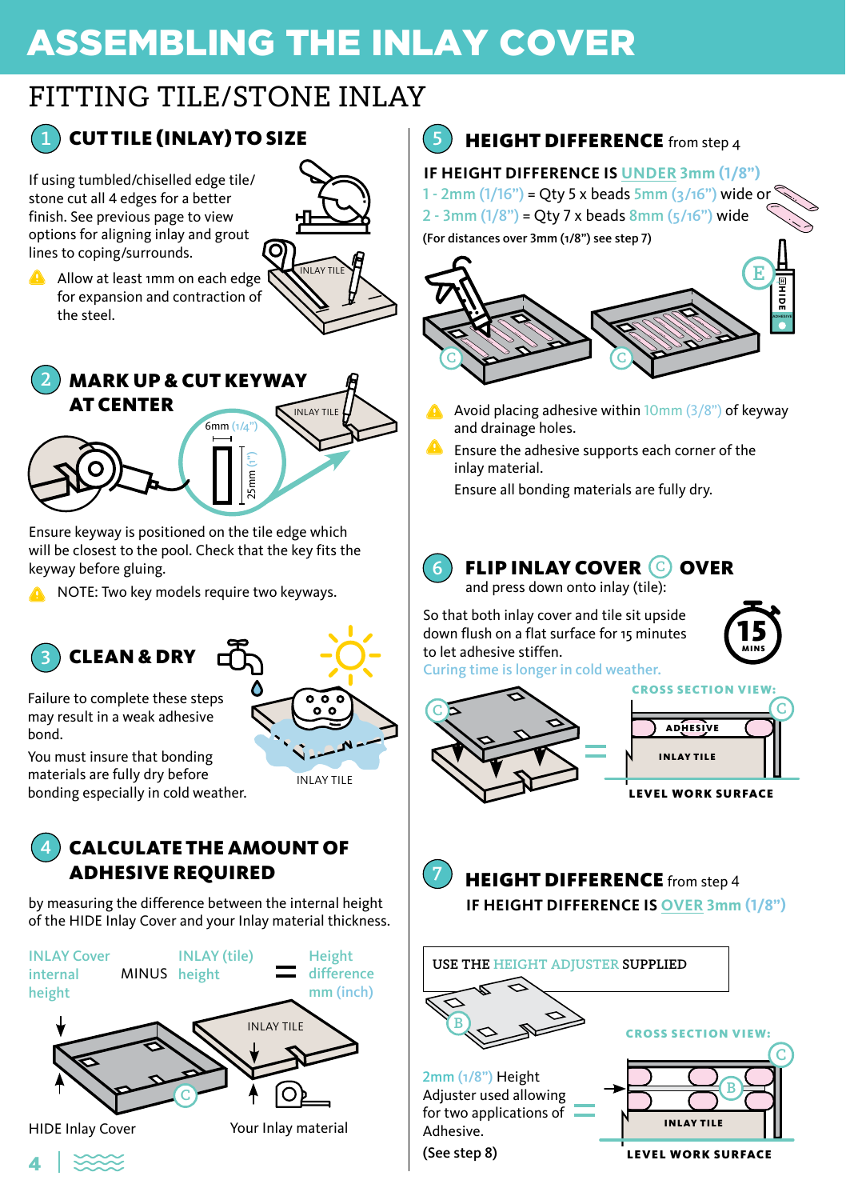# ASSEMBLING THE INLAY COVER

## FITTING TILE/STONE INLAY

### 1 CUT TILE (INLAY) TO SIZE

If using tumbled/chiselled edge tile/ stone cut all 4 edges for a better finish. See previous page to view options for aligning inlay and grout lines to coping/surrounds.

⚠ Allow at least 1mm on each edge for expansion and contraction of the steel.

INLAY TILE

### 2 MARK UP & CUT KEYWAY AT CENTER

INLAY TILE

6mm (1/4")

25mm (1")

Ensure keyway is positioned on the tile edge which will be closest to the pool. Check that the key fits the keyway before gluing.

⚠ NOTE: Two key models require two keyways.

### 3 CLEAN & DRY

Failure to complete these steps may result in a weak adhesive bond.

You must insure that bonding materials are fully dry before bonding especially in cold weather.

INLAY TILE

### 4 CALCULATE THE AMOUNT OF ADHESIVE REQUIRED

by measuring the difference between the internal height of the HIDE Inlay Cover and your Inlay material thickness.

INLAY Cover internal height MINUS INLAY (tile) height = Height difference mm (inch)

INLAY TILE

HIDE Inlay Cover — Your Inlay material

### 5 HEIGHT DIFFERENCE from step 4

**IF HEIGHT DIFFERENCE IS UNDER 3mm (1/8")**

1 - 2mm (1/16") = Qty 5 x beads 5mm (3/16") wide or
2 - 3mm (1/8") = Qty 7 x beads 8mm (5/16") wide

(For distances over 3mm (1/8") see step 7)

⚠ Avoid placing adhesive within 10mm (3/8") of keyway and drainage holes.

⚠ Ensure the adhesive supports each corner of the inlay material.

Ensure all bonding materials are fully dry.

### 6 FLIP INLAY COVER (C) OVER

and press down onto inlay (tile):

So that both inlay cover and tile sit upside down flush on a flat surface for 15 minutes to let adhesive stiffen.

15 MINS

Curing time is longer in cold weather.

CROSS SECTION VIEW: ADHESIVE / INLAY TILE / LEVEL WORK SURFACE

### 7 HEIGHT DIFFERENCE from step 4

**IF HEIGHT DIFFERENCE IS OVER 3mm (1/8")**

USE THE HEIGHT ADJUSTER SUPPLIED

2mm (1/8") Height Adjuster used allowing for two applications of Adhesive.

(See step 8)

CROSS SECTION VIEW: INLAY TILE / LEVEL WORK SURFACE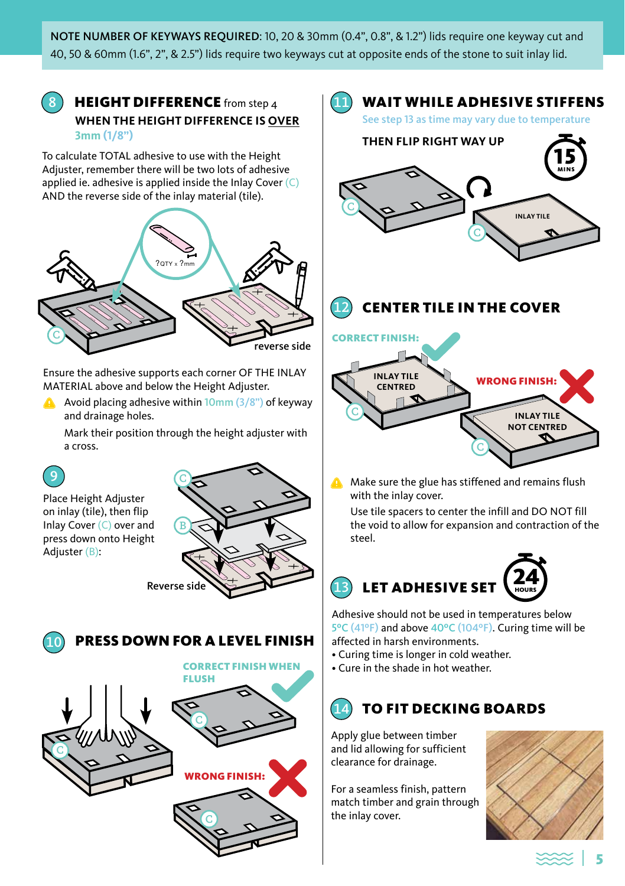**NOTE NUMBER OF KEYWAYS REQUIRED**: 10, 20 & 30mm (0.4", 0.8", & 1.2") lids require one keyway cut and 40, 50 & 60mm (1.6", 2", & 2.5") lids require two keyways cut at opposite ends of the stone to suit inlay lid.

## 8 HEIGHT DIFFERENCE from step 4

**WHEN THE HEIGHT DIFFERENCE IS OVER 3mm (1/8")**

To calculate TOTAL adhesive to use with the Height Adjuster, remember there will be two lots of adhesive applied ie. adhesive is applied inside the Inlay Cover (C) AND the reverse side of the inlay material (tile).

?QTY x ?mm

reverse side

Ensure the adhesive supports each corner OF THE INLAY MATERIAL above and below the Height Adjuster.

⚠ Avoid placing adhesive within 10mm (3/8") of keyway and drainage holes.

Mark their position through the height adjuster with a cross.

## 9

Place Height Adjuster on inlay (tile), then flip Inlay Cover (C) over and press down onto Height Adjuster (B):

Reverse side

## 10 PRESS DOWN FOR A LEVEL FINISH

CORRECT FINISH WHEN FLUSH

WRONG FINISH:

## 11 WAIT WHILE ADHESIVE STIFFENS

See step 13 as time may vary due to temperature

**THEN FLIP RIGHT WAY UP**

15 MINS

INLAY TILE

## 12 CENTER TILE IN THE COVER

CORRECT FINISH: INLAY TILE CENTRED

WRONG FINISH: INLAY TILE NOT CENTRED

⚠ Make sure the glue has stiffened and remains flush with the inlay cover.

Use tile spacers to center the infill and DO NOT fill the void to allow for expansion and contraction of the steel.

## 13 LET ADHESIVE SET

24 HOURS

Adhesive should not be used in temperatures below 5°C (41°F) and above 40°C (104°F). Curing time will be affected in harsh environments.

- Curing time is longer in cold weather.
- Cure in the shade in hot weather.

## 14 TO FIT DECKING BOARDS

Apply glue between timber and lid allowing for sufficient clearance for drainage.

For a seamless finish, pattern match timber and grain through the inlay cover.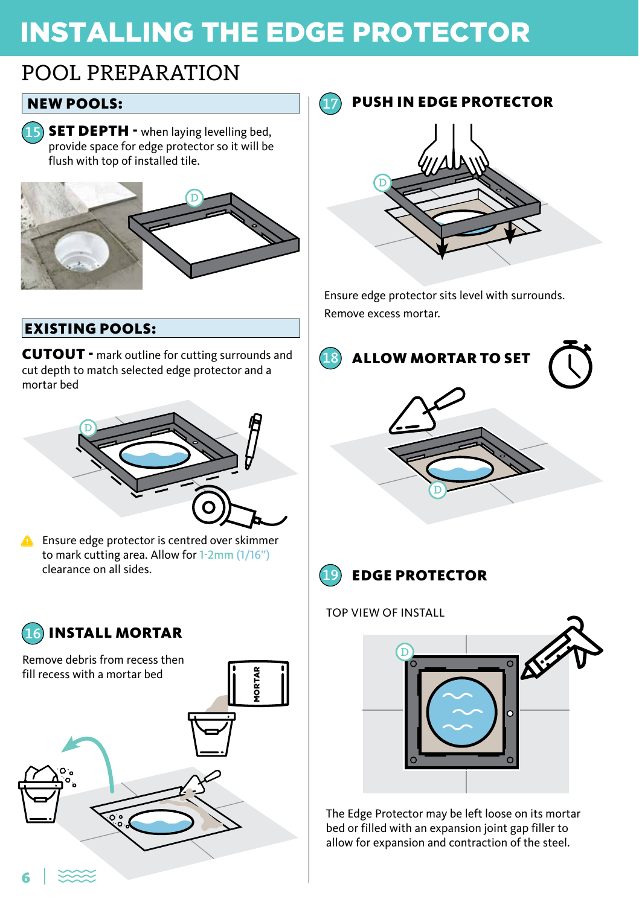# INSTALLING THE EDGE PROTECTOR

## POOL PREPARATION

### NEW POOLS:

**15 SET DEPTH -** when laying levelling bed, provide space for edge protector so it will be flush with top of installed tile.

### EXISTING POOLS:

**CUTOUT -** mark outline for cutting surrounds and cut depth to match selected edge protector and a mortar bed

⚠ Ensure edge protector is centred over skimmer to mark cutting area. Allow for 1-2mm (1/16") clearance on all sides.

### 16 INSTALL MORTAR

Remove debris from recess then fill recess with a mortar bed

### 17 PUSH IN EDGE PROTECTOR

Ensure edge protector sits level with surrounds.

Remove excess mortar.

### 18 ALLOW MORTAR TO SET

### 19 EDGE PROTECTOR

TOP VIEW OF INSTALL

The Edge Protector may be left loose on its mortar bed or filled with an expansion joint gap filler to allow for expansion and contraction of the steel.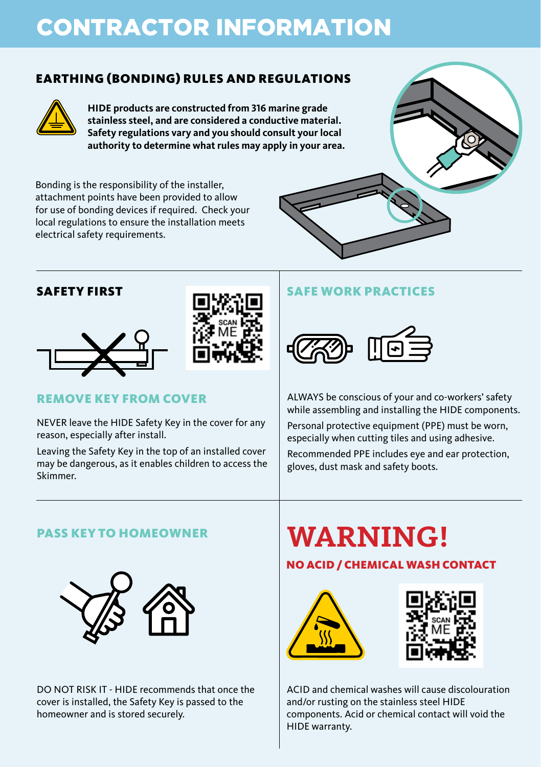# CONTRACTOR INFORMATION

## EARTHING (BONDING) RULES AND REGULATIONS

**HIDE products are constructed from 316 marine grade stainless steel, and are considered a conductive material. Safety regulations vary and you should consult your local authority to determine what rules may apply in your area.**

Bonding is the responsibility of the installer, attachment points have been provided to allow for use of bonding devices if required. Check your local regulations to ensure the installation meets electrical safety requirements.

## SAFETY FIRST

### REMOVE KEY FROM COVER

NEVER leave the HIDE Safety Key in the cover for any reason, especially after install.

Leaving the Safety Key in the top of an installed cover may be dangerous, as it enables children to access the Skimmer.

## SAFE WORK PRACTICES

ALWAYS be conscious of your and co-workers' safety while assembling and installing the HIDE components.

Personal protective equipment (PPE) must be worn, especially when cutting tiles and using adhesive.

Recommended PPE includes eye and ear protection, gloves, dust mask and safety boots.

## PASS KEY TO HOMEOWNER

DO NOT RISK IT - HIDE recommends that once the cover is installed, the Safety Key is passed to the homeowner and is stored securely.

# WARNING!

### NO ACID / CHEMICAL WASH CONTACT

ACID and chemical washes will cause discolouration and/or rusting on the stainless steel HIDE components. Acid or chemical contact will void the HIDE warranty.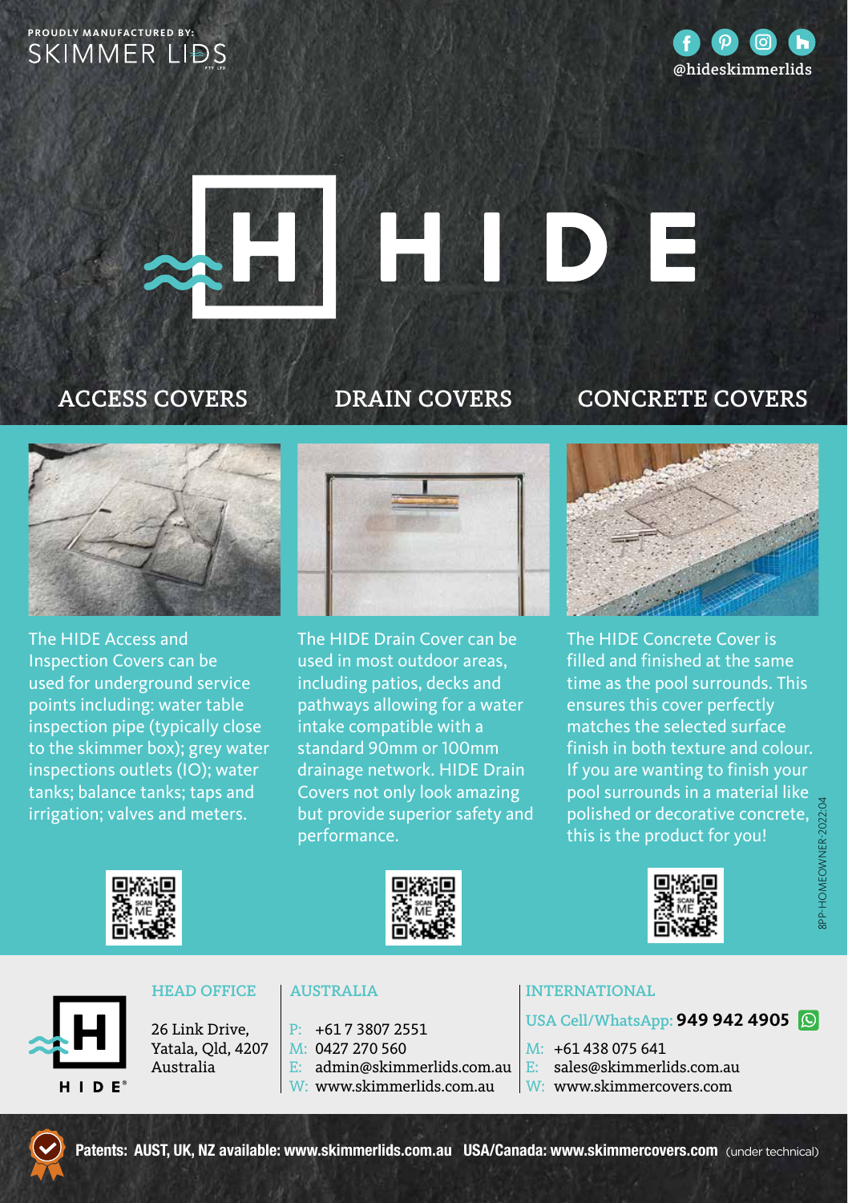PROUDLY MANUFACTURED BY: SKIMMER LIDS PTY LTD

@hideskimmerlids

# HIDE

## ACCESS COVERS

The HIDE Access and Inspection Covers can be used for underground service points including: water table inspection pipe (typically close to the skimmer box); grey water inspections outlets (IO); water tanks; balance tanks; taps and irrigation; valves and meters.

SCAN ME

## DRAIN COVERS

The HIDE Drain Cover can be used in most outdoor areas, including patios, decks and pathways allowing for a water intake compatible with a standard 90mm or 100mm drainage network. HIDE Drain Covers not only look amazing but provide superior safety and performance.

SCAN ME

## CONCRETE COVERS

The HIDE Concrete Cover is filled and finished at the same time as the pool surrounds. This ensures this cover perfectly matches the selected surface finish in both texture and colour. If you are wanting to finish your pool surrounds in a material like polished or decorative concrete, this is the product for you!

SCAN ME

8PP-HOMEOWNER-2022:04

HIDE®

### HEAD OFFICE

26 Link Drive,
Yatala, Qld, 4207
Australia

### AUSTRALIA

P: +61 7 3807 2551
M: 0427 270 560
E: admin@skimmerlids.com.au
W: www.skimmerlids.com.au

### INTERNATIONAL

USA Cell/WhatsApp: **949 942 4905**

M: +61 438 075 641
E: sales@skimmerlids.com.au
W: www.skimmercovers.com

**Patents: AUST, UK, NZ available: www.skimmerlids.com.au USA/Canada: www.skimmercovers.com** (under technical)